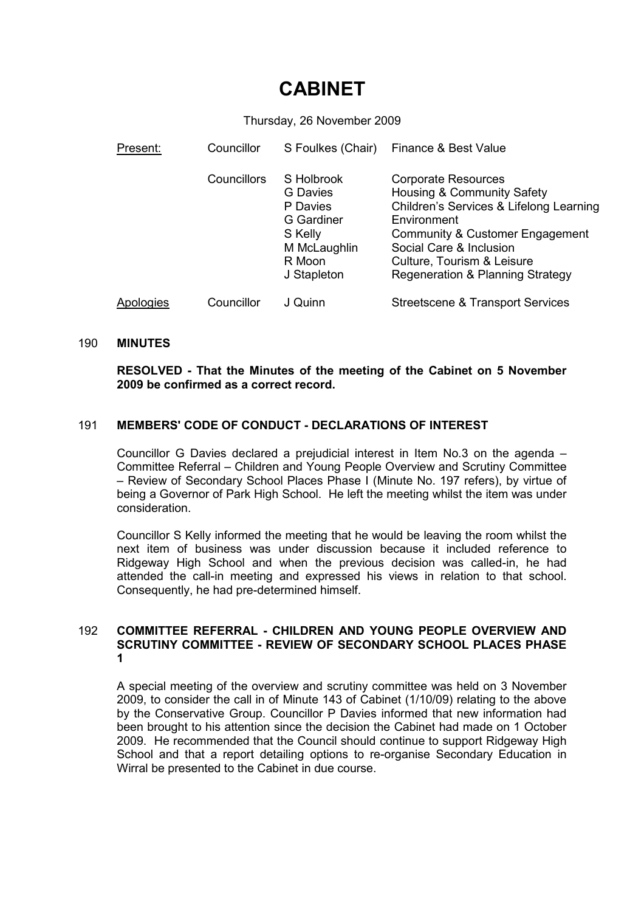# CABINET

Thursday, 26 November 2009

| Present: | Councillor | S Foulkes (Chair) | Finance & Best Value |
|---|---|---|---|
| | Councillors | S Holbrook | Corporate Resources |
| | | G Davies | Housing & Community Safety |
| | | P Davies | Children's Services & Lifelong Learning |
| | | G Gardiner | Environment |
| | | S Kelly | Community & Customer Engagement |
| | | M McLaughlin | Social Care & Inclusion |
| | | R Moon | Culture, Tourism & Leisure |
| | | J Stapleton | Regeneration & Planning Strategy |
| Apologies | Councillor | J Quinn | Streetscene & Transport Services |

## 190 MINUTES

**RESOLVED - That the Minutes of the meeting of the Cabinet on 5 November 2009 be confirmed as a correct record.**

## 191 MEMBERS' CODE OF CONDUCT - DECLARATIONS OF INTEREST

Councillor G Davies declared a prejudicial interest in Item No.3 on the agenda – Committee Referral – Children and Young People Overview and Scrutiny Committee – Review of Secondary School Places Phase I (Minute No. 197 refers), by virtue of being a Governor of Park High School. He left the meeting whilst the item was under consideration.

Councillor S Kelly informed the meeting that he would be leaving the room whilst the next item of business was under discussion because it included reference to Ridgeway High School and when the previous decision was called-in, he had attended the call-in meeting and expressed his views in relation to that school. Consequently, he had pre-determined himself.

## 192 COMMITTEE REFERRAL - CHILDREN AND YOUNG PEOPLE OVERVIEW AND SCRUTINY COMMITTEE - REVIEW OF SECONDARY SCHOOL PLACES PHASE 1

A special meeting of the overview and scrutiny committee was held on 3 November 2009, to consider the call in of Minute 143 of Cabinet (1/10/09) relating to the above by the Conservative Group. Councillor P Davies informed that new information had been brought to his attention since the decision the Cabinet had made on 1 October 2009. He recommended that the Council should continue to support Ridgeway High School and that a report detailing options to re-organise Secondary Education in Wirral be presented to the Cabinet in due course.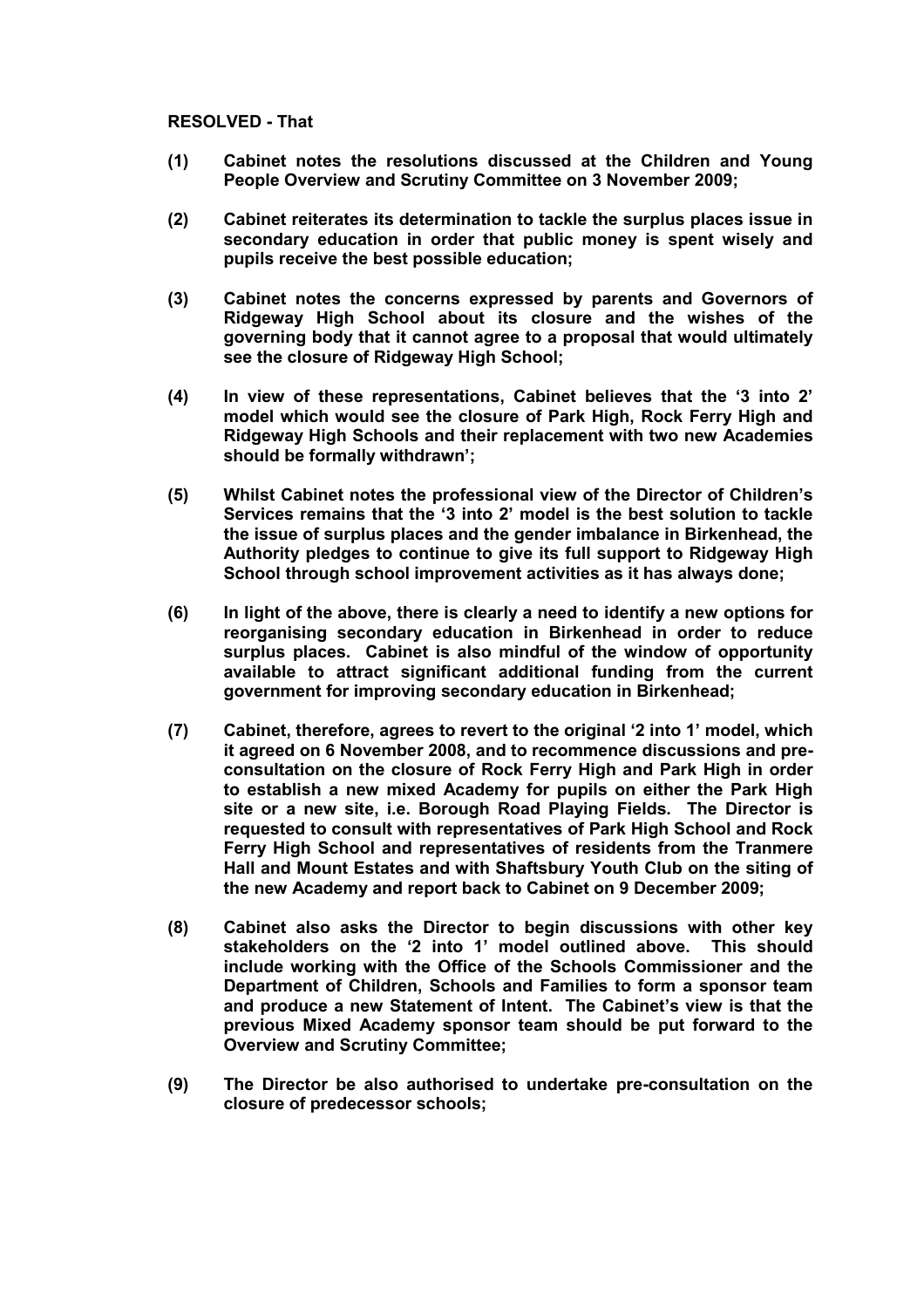**RESOLVED - That**

**(1)** **Cabinet notes the resolutions discussed at the Children and Young People Overview and Scrutiny Committee on 3 November 2009;**

**(2)** **Cabinet reiterates its determination to tackle the surplus places issue in secondary education in order that public money is spent wisely and pupils receive the best possible education;**

**(3)** **Cabinet notes the concerns expressed by parents and Governors of Ridgeway High School about its closure and the wishes of the governing body that it cannot agree to a proposal that would ultimately see the closure of Ridgeway High School;**

**(4)** **In view of these representations, Cabinet believes that the '3 into 2' model which would see the closure of Park High, Rock Ferry High and Ridgeway High Schools and their replacement with two new Academies should be formally withdrawn';**

**(5)** **Whilst Cabinet notes the professional view of the Director of Children's Services remains that the '3 into 2' model is the best solution to tackle the issue of surplus places and the gender imbalance in Birkenhead, the Authority pledges to continue to give its full support to Ridgeway High School through school improvement activities as it has always done;**

**(6)** **In light of the above, there is clearly a need to identify a new options for reorganising secondary education in Birkenhead in order to reduce surplus places. Cabinet is also mindful of the window of opportunity available to attract significant additional funding from the current government for improving secondary education in Birkenhead;**

**(7)** **Cabinet, therefore, agrees to revert to the original '2 into 1' model, which it agreed on 6 November 2008, and to recommence discussions and pre-consultation on the closure of Rock Ferry High and Park High in order to establish a new mixed Academy for pupils on either the Park High site or a new site, i.e. Borough Road Playing Fields. The Director is requested to consult with representatives of Park High School and Rock Ferry High School and representatives of residents from the Tranmere Hall and Mount Estates and with Shaftsbury Youth Club on the siting of the new Academy and report back to Cabinet on 9 December 2009;**

**(8)** **Cabinet also asks the Director to begin discussions with other key stakeholders on the '2 into 1' model outlined above. This should include working with the Office of the Schools Commissioner and the Department of Children, Schools and Families to form a sponsor team and produce a new Statement of Intent. The Cabinet's view is that the previous Mixed Academy sponsor team should be put forward to the Overview and Scrutiny Committee;**

**(9)** **The Director be also authorised to undertake pre-consultation on the closure of predecessor schools;**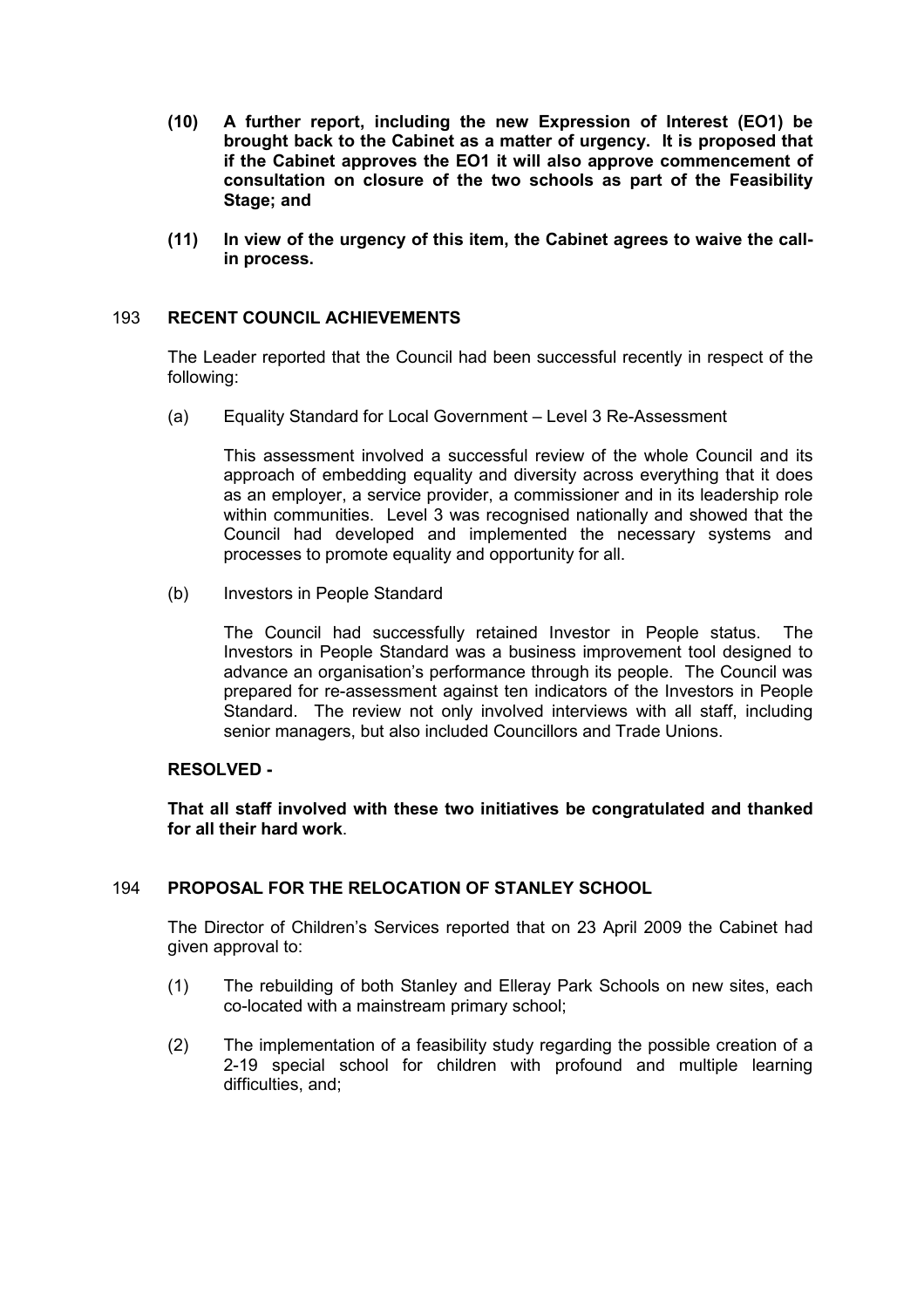**(10) A further report, including the new Expression of Interest (EO1) be brought back to the Cabinet as a matter of urgency. It is proposed that if the Cabinet approves the EO1 it will also approve commencement of consultation on closure of the two schools as part of the Feasibility Stage; and**

**(11) In view of the urgency of this item, the Cabinet agrees to waive the call-in process.**

## 193 RECENT COUNCIL ACHIEVEMENTS

The Leader reported that the Council had been successful recently in respect of the following:

(a) Equality Standard for Local Government – Level 3 Re-Assessment

This assessment involved a successful review of the whole Council and its approach of embedding equality and diversity across everything that it does as an employer, a service provider, a commissioner and in its leadership role within communities. Level 3 was recognised nationally and showed that the Council had developed and implemented the necessary systems and processes to promote equality and opportunity for all.

(b) Investors in People Standard

The Council had successfully retained Investor in People status. The Investors in People Standard was a business improvement tool designed to advance an organisation's performance through its people. The Council was prepared for re-assessment against ten indicators of the Investors in People Standard. The review not only involved interviews with all staff, including senior managers, but also included Councillors and Trade Unions.

**RESOLVED -**

**That all staff involved with these two initiatives be congratulated and thanked for all their hard work**.

## 194 PROPOSAL FOR THE RELOCATION OF STANLEY SCHOOL

The Director of Children's Services reported that on 23 April 2009 the Cabinet had given approval to:

(1) The rebuilding of both Stanley and Elleray Park Schools on new sites, each co-located with a mainstream primary school;

(2) The implementation of a feasibility study regarding the possible creation of a 2-19 special school for children with profound and multiple learning difficulties, and;